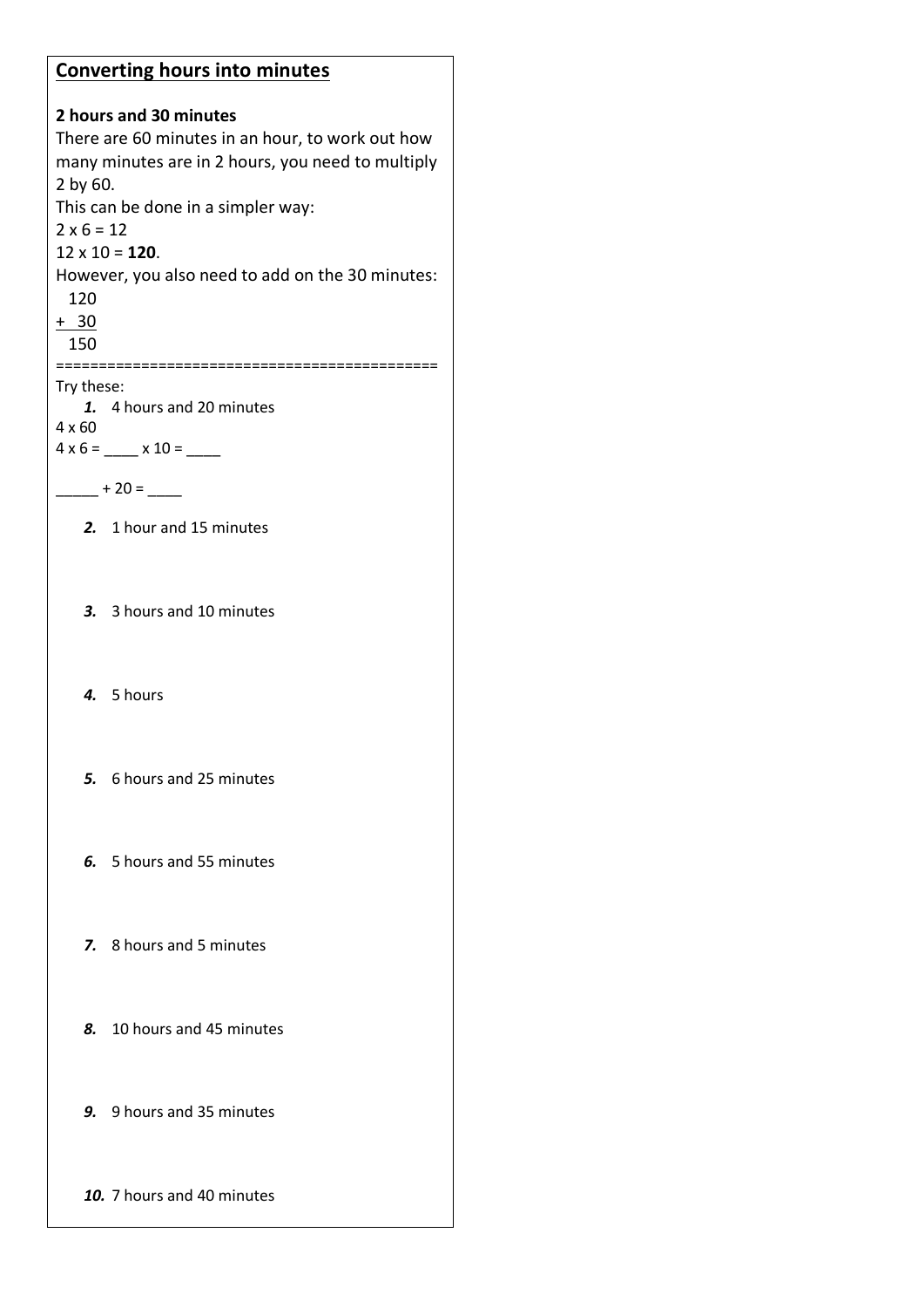## <u>Converting hours into minutes</u>

**2 hours and 30 minutes**

There are 60 minutes in an hour, to work out how many minutes are in 2 hours, you need to multiply 2 by 60.

This can be done in a simpler way:

$2 \times 6 = 12$

$12 \times 10 =$ **120**.

However, you also need to add on the 30 minutes:

$$\begin{array}{r} 120 \\ \underline{+\ \ 30} \\ 150 \end{array}$$

============================================

Try these:

1. 4 hours and 20 minutes

$4 \times 60$

$4 \times 6 =$ ____ $\times 10 =$ ____

_____ $+ 20 =$ ____

2. 1 hour and 15 minutes

3. 3 hours and 10 minutes

4. 5 hours

5. 6 hours and 25 minutes

6. 5 hours and 55 minutes

7. 8 hours and 5 minutes

8. 10 hours and 45 minutes

9. 9 hours and 35 minutes

10. 7 hours and 40 minutes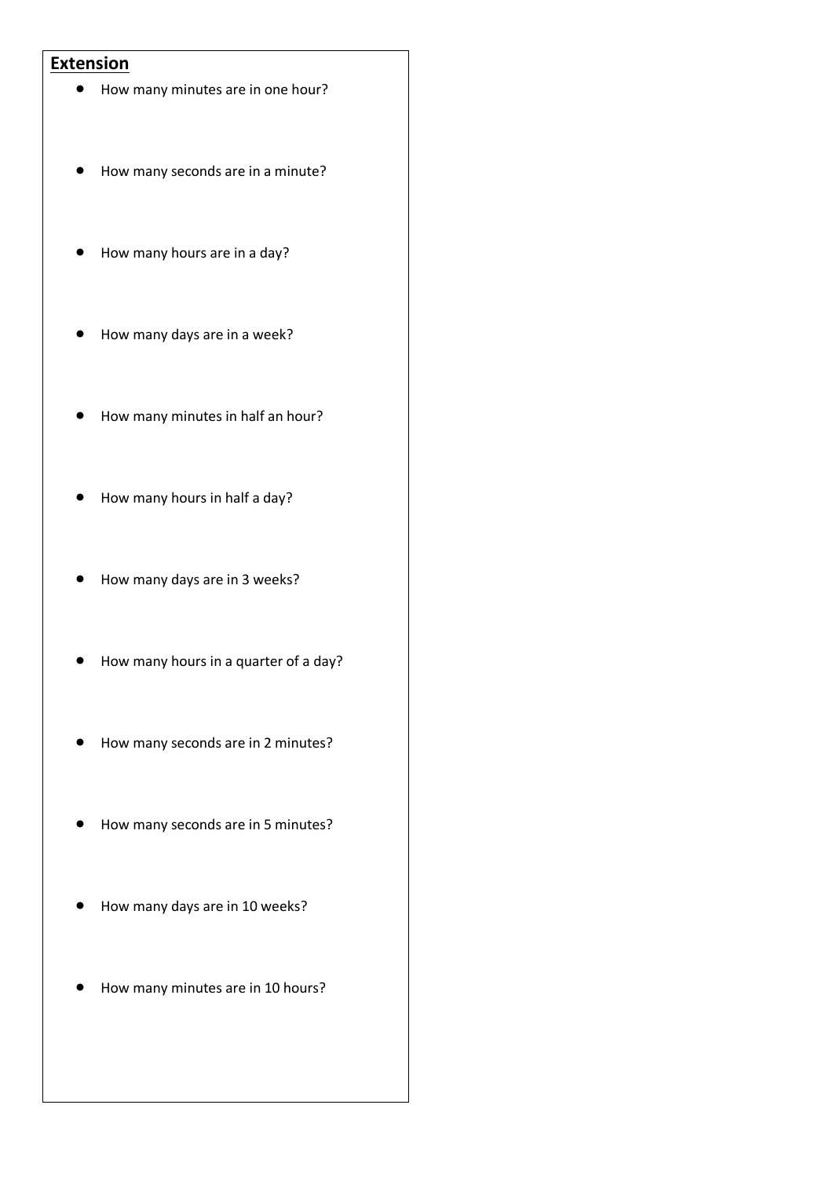**Extension**

- How many minutes are in one hour?
- How many seconds are in a minute?
- How many hours are in a day?
- How many days are in a week?
- How many minutes in half an hour?
- How many hours in half a day?
- How many days are in 3 weeks?
- How many hours in a quarter of a day?
- How many seconds are in 2 minutes?
- How many seconds are in 5 minutes?
- How many days are in 10 weeks?
- How many minutes are in 10 hours?